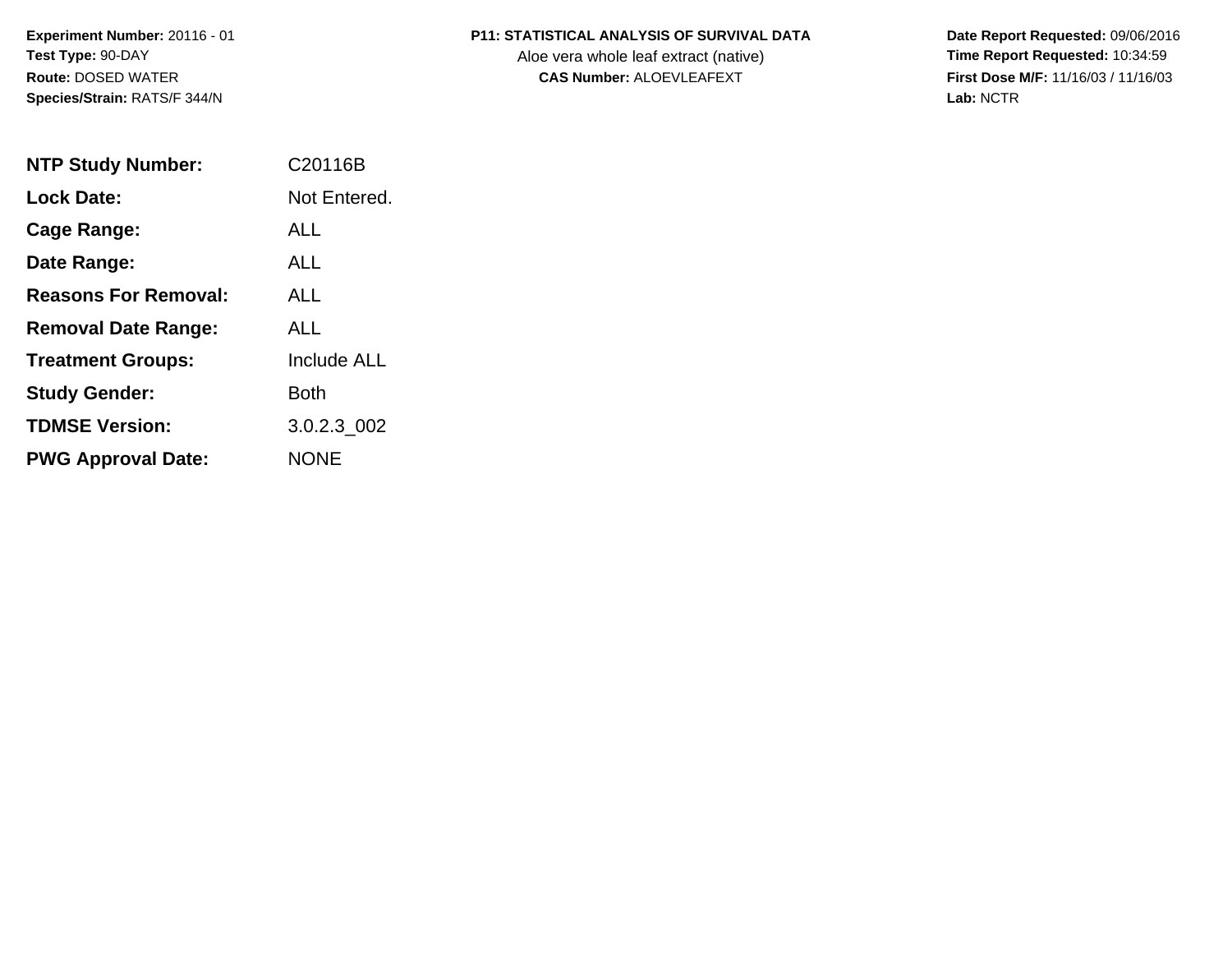**Experiment Number:** 20116 - 01
**Test Type:** 90-DAY
**Route:** DOSED WATER
**Species/Strain:** RATS/F 344/N

**P11: STATISTICAL ANALYSIS OF SURVIVAL DATA**
Aloe vera whole leaf extract (native)
**CAS Number:** ALOEVLEAFEXT

**Date Report Requested:** 09/06/2016
**Time Report Requested:** 10:34:59
**First Dose M/F:** 11/16/03 / 11/16/03
**Lab:** NCTR

| | |
|---|---|
| **NTP Study Number:** | C20116B |
| **Lock Date:** | Not Entered. |
| **Cage Range:** | ALL |
| **Date Range:** | ALL |
| **Reasons For Removal:** | ALL |
| **Removal Date Range:** | ALL |
| **Treatment Groups:** | Include ALL |
| **Study Gender:** | Both |
| **TDMSE Version:** | 3.0.2.3_002 |
| **PWG Approval Date:** | NONE |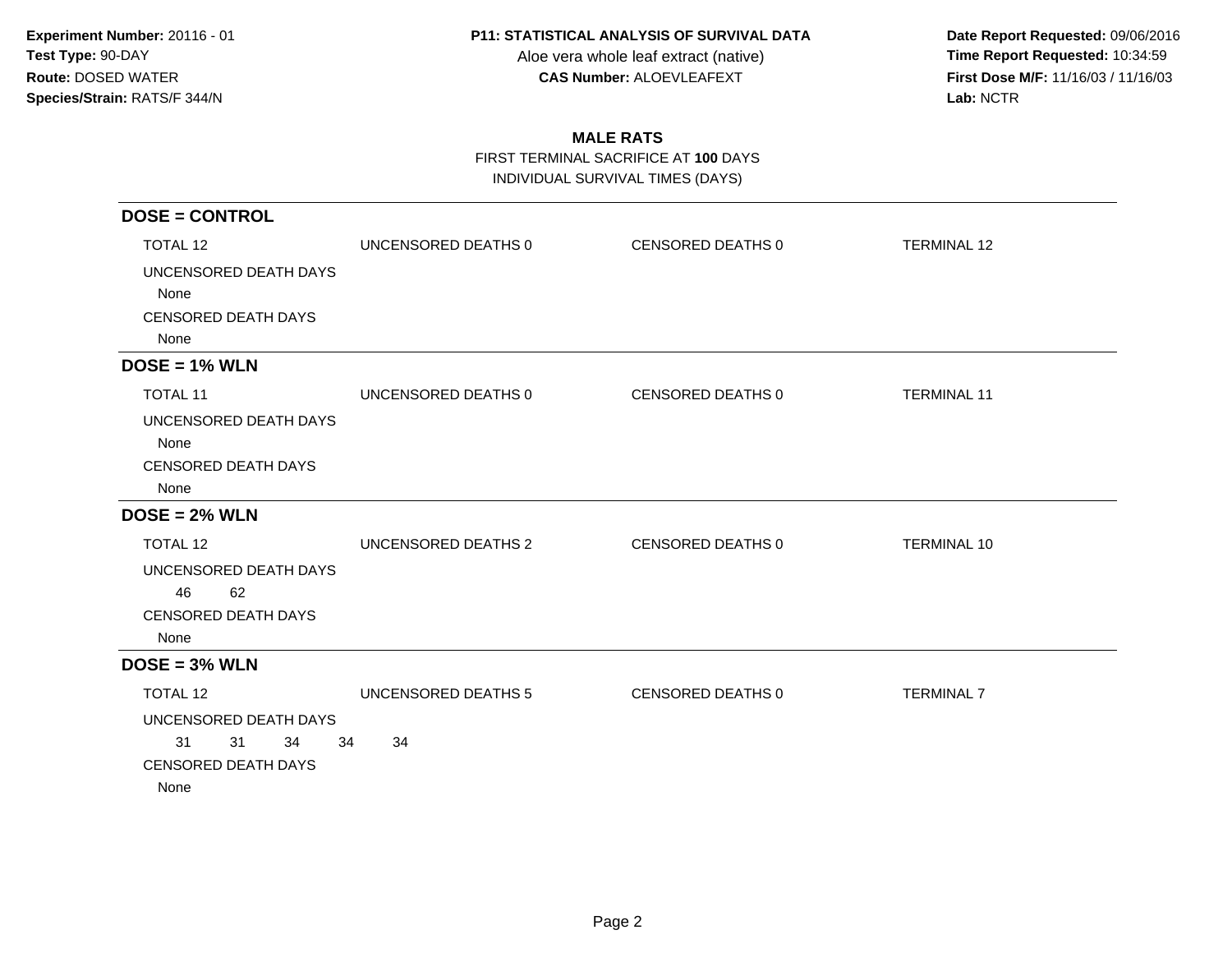**Experiment Number:** 20116 - 01
**Test Type:** 90-DAY
**Route:** DOSED WATER
**Species/Strain:** RATS/F 344/N

**P11: STATISTICAL ANALYSIS OF SURVIVAL DATA**
Aloe vera whole leaf extract (native)
**CAS Number:** ALOEVLEAFEXT

**Date Report Requested:** 09/06/2016
**Time Report Requested:** 10:34:59
**First Dose M/F:** 11/16/03 / 11/16/03
**Lab:** NCTR

## MALE RATS

FIRST TERMINAL SACRIFICE AT **100** DAYS
INDIVIDUAL SURVIVAL TIMES (DAYS)

### DOSE = CONTROL

TOTAL 12 UNCENSORED DEATHS 0 CENSORED DEATHS 0 TERMINAL 12

UNCENSORED DEATH DAYS
None

CENSORED DEATH DAYS
None

### DOSE = 1% WLN

TOTAL 11 UNCENSORED DEATHS 0 CENSORED DEATHS 0 TERMINAL 11

UNCENSORED DEATH DAYS
None

CENSORED DEATH DAYS
None

### DOSE = 2% WLN

TOTAL 12 UNCENSORED DEATHS 2 CENSORED DEATHS 0 TERMINAL 10

UNCENSORED DEATH DAYS
46 62

CENSORED DEATH DAYS
None

### DOSE = 3% WLN

TOTAL 12 UNCENSORED DEATHS 5 CENSORED DEATHS 0 TERMINAL 7

UNCENSORED DEATH DAYS
31 31 34 34 34

CENSORED DEATH DAYS
None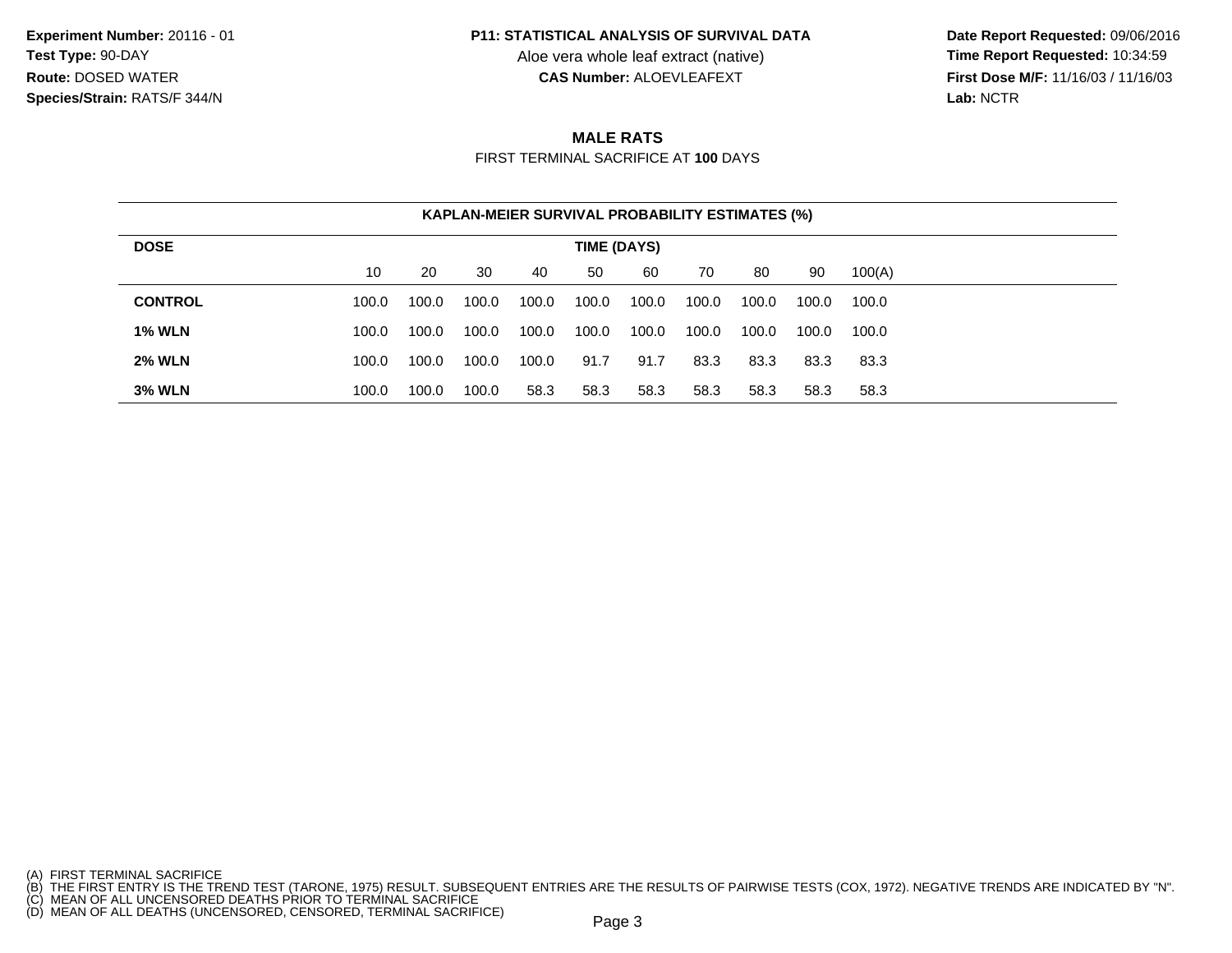**Experiment Number:** 20116 - 01
**Test Type:** 90-DAY
**Route:** DOSED WATER
**Species/Strain:** RATS/F 344/N

**P11: STATISTICAL ANALYSIS OF SURVIVAL DATA**
Aloe vera whole leaf extract (native)
**CAS Number:** ALOEVLEAFEXT

**Date Report Requested:** 09/06/2016
**Time Report Requested:** 10:34:59
**First Dose M/F:** 11/16/03 / 11/16/03
**Lab:** NCTR

## MALE RATS

FIRST TERMINAL SACRIFICE AT **100** DAYS

**KAPLAN-MEIER SURVIVAL PROBABILITY ESTIMATES (%)**

| DOSE | TIME (DAYS) | | | | | | | | | |
|---|---|---|---|---|---|---|---|---|---|---|
| | 10 | 20 | 30 | 40 | 50 | 60 | 70 | 80 | 90 | 100(A) |
| **CONTROL** | 100.0 | 100.0 | 100.0 | 100.0 | 100.0 | 100.0 | 100.0 | 100.0 | 100.0 | 100.0 |
| **1% WLN** | 100.0 | 100.0 | 100.0 | 100.0 | 100.0 | 100.0 | 100.0 | 100.0 | 100.0 | 100.0 |
| **2% WLN** | 100.0 | 100.0 | 100.0 | 100.0 | 91.7 | 91.7 | 83.3 | 83.3 | 83.3 | 83.3 |
| **3% WLN** | 100.0 | 100.0 | 100.0 | 58.3 | 58.3 | 58.3 | 58.3 | 58.3 | 58.3 | 58.3 |

(A) FIRST TERMINAL SACRIFICE
(B) THE FIRST ENTRY IS THE TREND TEST (TARONE, 1975) RESULT. SUBSEQUENT ENTRIES ARE THE RESULTS OF PAIRWISE TESTS (COX, 1972). NEGATIVE TRENDS ARE INDICATED BY "N".
(C) MEAN OF ALL UNCENSORED DEATHS PRIOR TO TERMINAL SACRIFICE
(D) MEAN OF ALL DEATHS (UNCENSORED, CENSORED, TERMINAL SACRIFICE)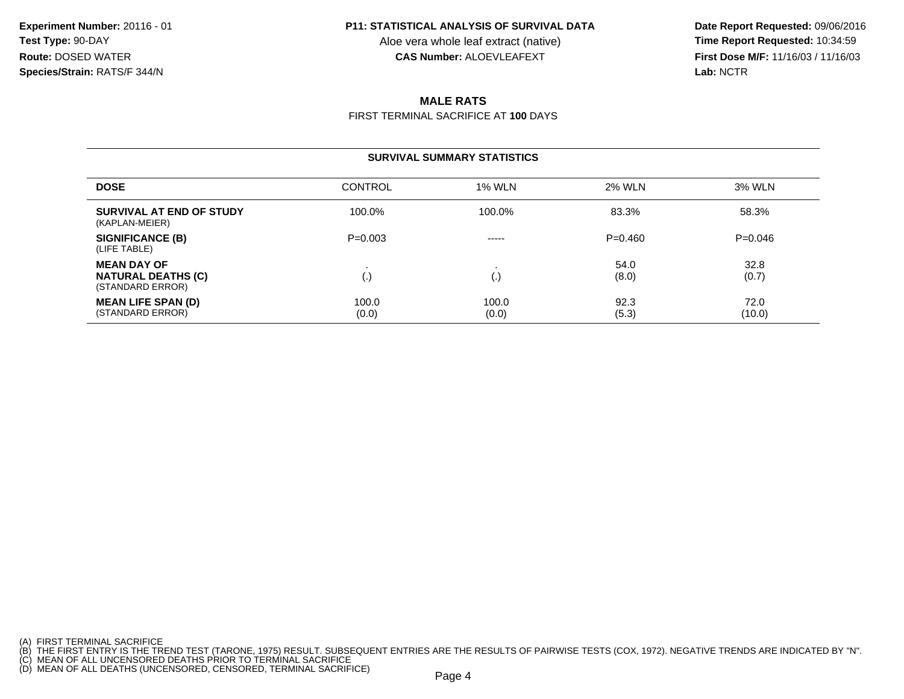**Experiment Number:** 20116 - 01
**Test Type:** 90-DAY
**Route:** DOSED WATER
**Species/Strain:** RATS/F 344/N

**P11: STATISTICAL ANALYSIS OF SURVIVAL DATA**
Aloe vera whole leaf extract (native)
**CAS Number:** ALOEVLEAFEXT

**Date Report Requested:** 09/06/2016
**Time Report Requested:** 10:34:59
**First Dose M/F:** 11/16/03 / 11/16/03
**Lab:** NCTR

## MALE RATS

FIRST TERMINAL SACRIFICE AT **100** DAYS

### SURVIVAL SUMMARY STATISTICS

| DOSE | CONTROL | 1% WLN | 2% WLN | 3% WLN |
|---|---|---|---|---|
| **SURVIVAL AT END OF STUDY** (KAPLAN-MEIER) | 100.0% | 100.0% | 83.3% | 58.3% |
| **SIGNIFICANCE (B)** (LIFE TABLE) | P=0.003 | ----- | P=0.460 | P=0.046 |
| **MEAN DAY OF NATURAL DEATHS (C)** (STANDARD ERROR) | . (.) | . (.) | 54.0 (8.0) | 32.8 (0.7) |
| **MEAN LIFE SPAN (D)** (STANDARD ERROR) | 100.0 (0.0) | 100.0 (0.0) | 92.3 (5.3) | 72.0 (10.0) |

(A) FIRST TERMINAL SACRIFICE
(B) THE FIRST ENTRY IS THE TREND TEST (TARONE, 1975) RESULT. SUBSEQUENT ENTRIES ARE THE RESULTS OF PAIRWISE TESTS (COX, 1972). NEGATIVE TRENDS ARE INDICATED BY "N".
(C) MEAN OF ALL UNCENSORED DEATHS PRIOR TO TERMINAL SACRIFICE
(D) MEAN OF ALL DEATHS (UNCENSORED, CENSORED, TERMINAL SACRIFICE)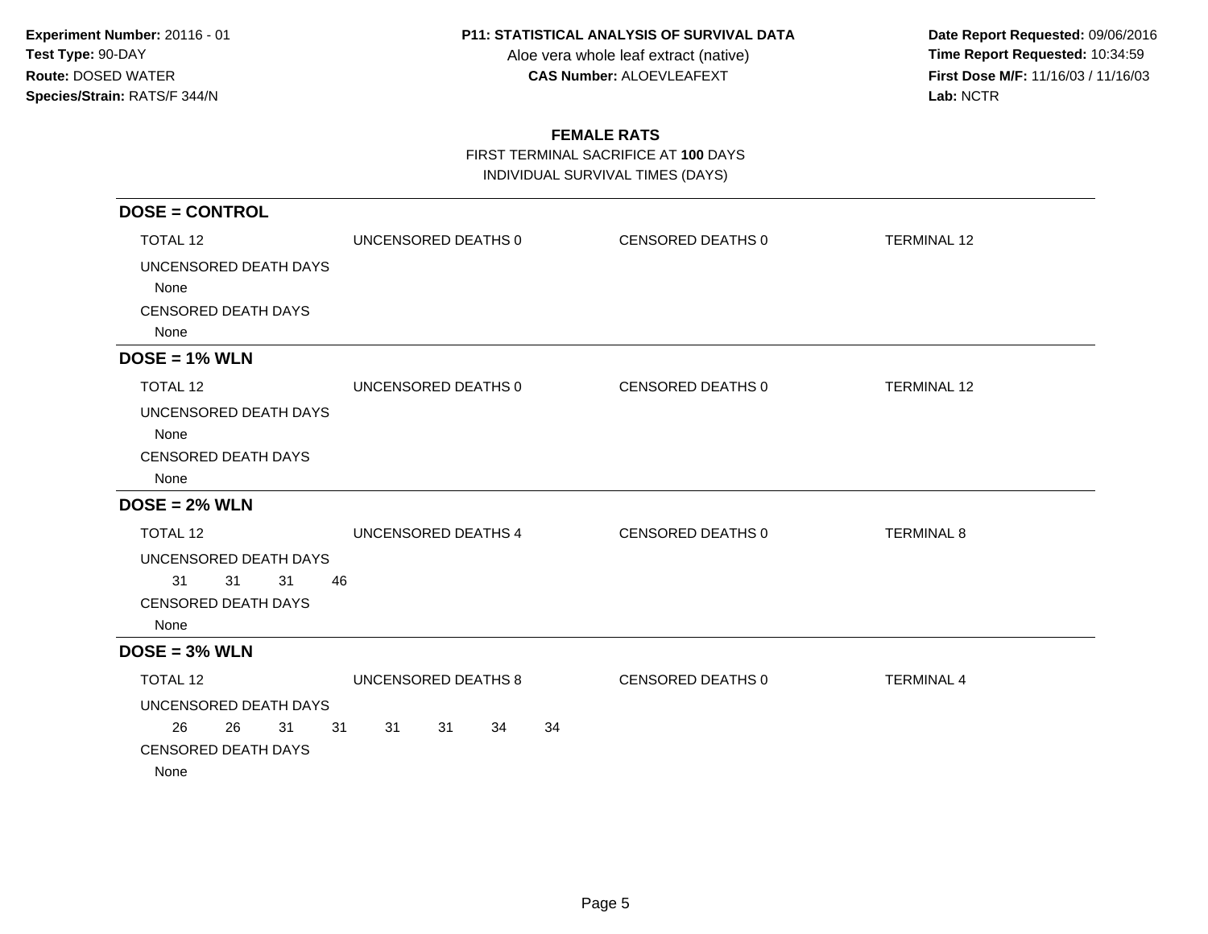**Experiment Number:** 20116 - 01
**Test Type:** 90-DAY
**Route:** DOSED WATER
**Species/Strain:** RATS/F 344/N

**P11: STATISTICAL ANALYSIS OF SURVIVAL DATA**
Aloe vera whole leaf extract (native)
**CAS Number:** ALOEVLEAFEXT

**Date Report Requested:** 09/06/2016
**Time Report Requested:** 10:34:59
**First Dose M/F:** 11/16/03 / 11/16/03
**Lab:** NCTR

## FEMALE RATS

FIRST TERMINAL SACRIFICE AT **100** DAYS
INDIVIDUAL SURVIVAL TIMES (DAYS)

### DOSE = CONTROL

TOTAL 12 | UNCENSORED DEATHS 0 | CENSORED DEATHS 0 | TERMINAL 12

UNCENSORED DEATH DAYS
None

CENSORED DEATH DAYS
None

### DOSE = 1% WLN

TOTAL 12 | UNCENSORED DEATHS 0 | CENSORED DEATHS 0 | TERMINAL 12

UNCENSORED DEATH DAYS
None

CENSORED DEATH DAYS
None

### DOSE = 2% WLN

TOTAL 12 | UNCENSORED DEATHS 4 | CENSORED DEATHS 0 | TERMINAL 8

UNCENSORED DEATH DAYS
31 31 31 46

CENSORED DEATH DAYS
None

### DOSE = 3% WLN

TOTAL 12 | UNCENSORED DEATHS 8 | CENSORED DEATHS 0 | TERMINAL 4

UNCENSORED DEATH DAYS
26 26 31 31 31 31 34 34

CENSORED DEATH DAYS
None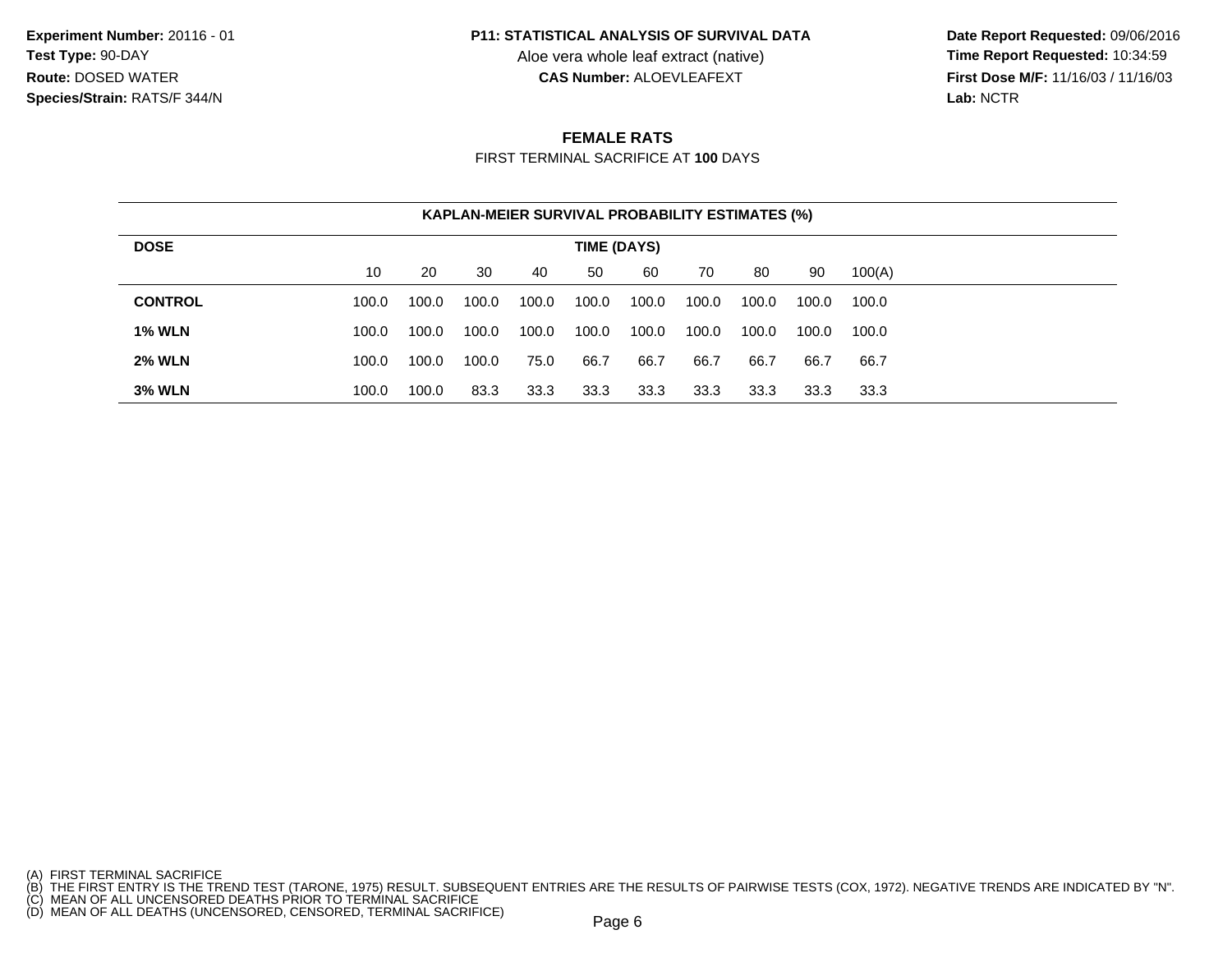Experiment Number: 20116 - 01
Test Type: 90-DAY
Route: DOSED WATER
Species/Strain: RATS/F 344/N

**P11: STATISTICAL ANALYSIS OF SURVIVAL DATA**
Aloe vera whole leaf extract (native)
**CAS Number:** ALOEVLEAFEXT

**Date Report Requested:** 09/06/2016
**Time Report Requested:** 10:34:59
**First Dose M/F:** 11/16/03 / 11/16/03
**Lab:** NCTR

## FEMALE RATS

FIRST TERMINAL SACRIFICE AT **100** DAYS

**KAPLAN-MEIER SURVIVAL PROBABILITY ESTIMATES (%)**

| DOSE | TIME (DAYS) | | | | | | | | | |
|---|---|---|---|---|---|---|---|---|---|---|
| | 10 | 20 | 30 | 40 | 50 | 60 | 70 | 80 | 90 | 100(A) |
| **CONTROL** | 100.0 | 100.0 | 100.0 | 100.0 | 100.0 | 100.0 | 100.0 | 100.0 | 100.0 | 100.0 |
| **1% WLN** | 100.0 | 100.0 | 100.0 | 100.0 | 100.0 | 100.0 | 100.0 | 100.0 | 100.0 | 100.0 |
| **2% WLN** | 100.0 | 100.0 | 100.0 | 75.0 | 66.7 | 66.7 | 66.7 | 66.7 | 66.7 | 66.7 |
| **3% WLN** | 100.0 | 100.0 | 83.3 | 33.3 | 33.3 | 33.3 | 33.3 | 33.3 | 33.3 | 33.3 |

(A) FIRST TERMINAL SACRIFICE
(B) THE FIRST ENTRY IS THE TREND TEST (TARONE, 1975) RESULT. SUBSEQUENT ENTRIES ARE THE RESULTS OF PAIRWISE TESTS (COX, 1972). NEGATIVE TRENDS ARE INDICATED BY "N".
(C) MEAN OF ALL UNCENSORED DEATHS PRIOR TO TERMINAL SACRIFICE
(D) MEAN OF ALL DEATHS (UNCENSORED, CENSORED, TERMINAL SACRIFICE)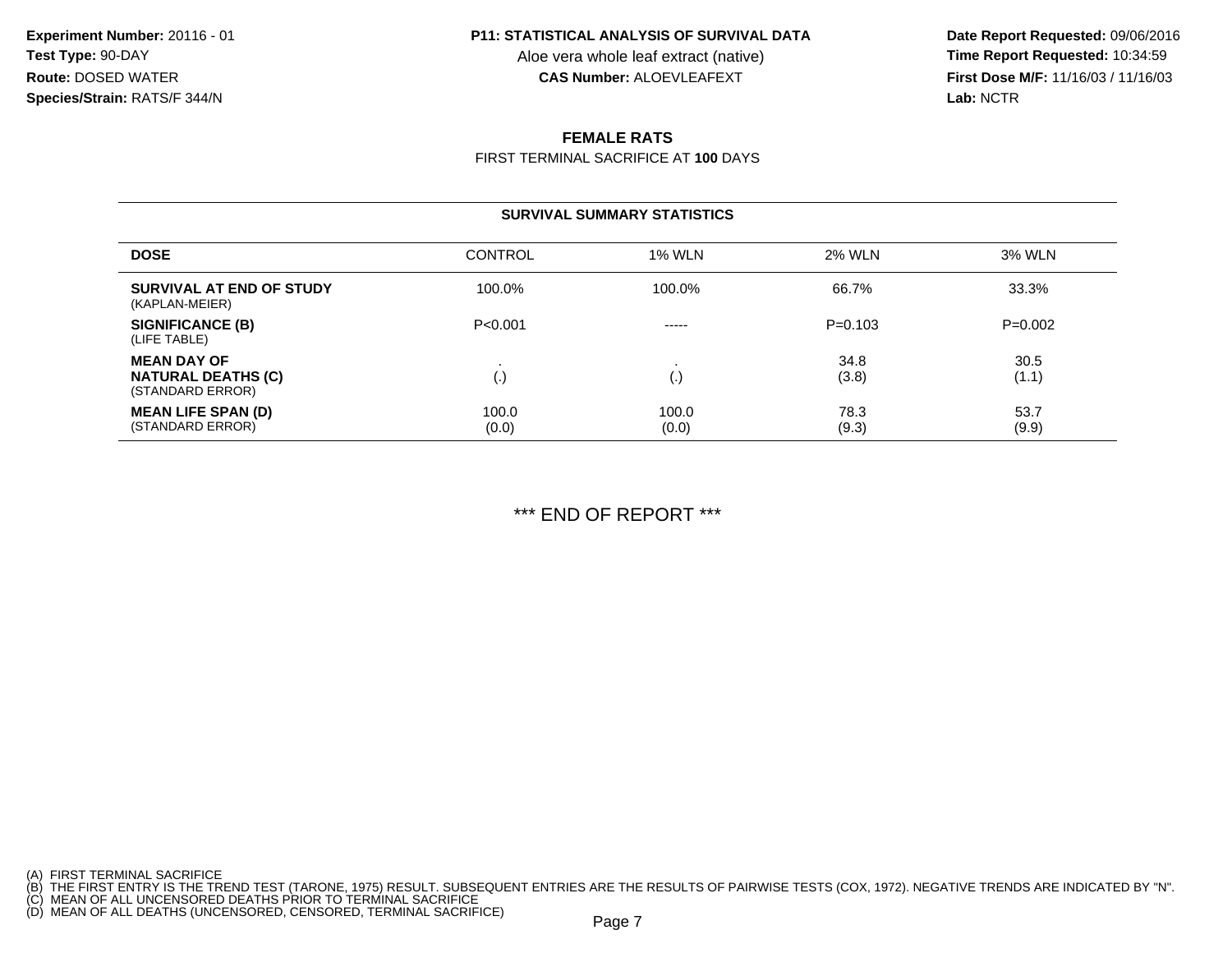**Experiment Number:** 20116 - 01
**Test Type:** 90-DAY
**Route:** DOSED WATER
**Species/Strain:** RATS/F 344/N

**P11: STATISTICAL ANALYSIS OF SURVIVAL DATA**
Aloe vera whole leaf extract (native)
**CAS Number:** ALOEVLEAFEXT

**Date Report Requested:** 09/06/2016
**Time Report Requested:** 10:34:59
**First Dose M/F:** 11/16/03 / 11/16/03
**Lab:** NCTR

## FEMALE RATS

FIRST TERMINAL SACRIFICE AT **100** DAYS

### SURVIVAL SUMMARY STATISTICS

| DOSE | CONTROL | 1% WLN | 2% WLN | 3% WLN |
|---|---|---|---|---|
| **SURVIVAL AT END OF STUDY** (KAPLAN-MEIER) | 100.0% | 100.0% | 66.7% | 33.3% |
| **SIGNIFICANCE (B)** (LIFE TABLE) | P<0.001 | ----- | P=0.103 | P=0.002 |
| **MEAN DAY OF NATURAL DEATHS (C)** (STANDARD ERROR) | . (.) | . (.) | 34.8 (3.8) | 30.5 (1.1) |
| **MEAN LIFE SPAN (D)** (STANDARD ERROR) | 100.0 (0.0) | 100.0 (0.0) | 78.3 (9.3) | 53.7 (9.9) |

*** END OF REPORT ***

(A) FIRST TERMINAL SACRIFICE
(B) THE FIRST ENTRY IS THE TREND TEST (TARONE, 1975) RESULT. SUBSEQUENT ENTRIES ARE THE RESULTS OF PAIRWISE TESTS (COX, 1972). NEGATIVE TRENDS ARE INDICATED BY "N".
(C) MEAN OF ALL UNCENSORED DEATHS PRIOR TO TERMINAL SACRIFICE
(D) MEAN OF ALL DEATHS (UNCENSORED, CENSORED, TERMINAL SACRIFICE)